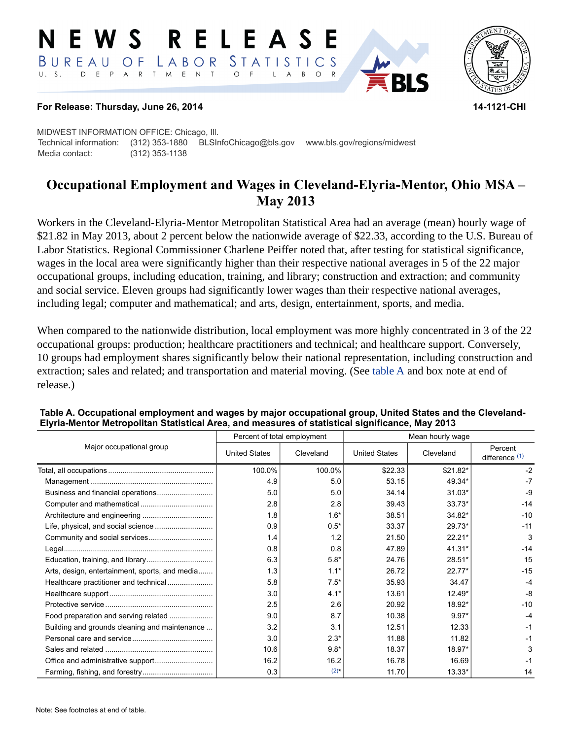# NEWS RELEASE

BUREAU OF LABOR STATISTICS

U. S. DEPARTMENT OF LABOR

**For Release: Thursday, June 26, 2014** **14-1121-CHI**

MIDWEST INFORMATION OFFICE: Chicago, Ill.
Technical information: (312) 353-1880 BLSInfoChicago@bls.gov www.bls.gov/regions/midwest
Media contact: (312) 353-1138

## Occupational Employment and Wages in Cleveland-Elyria-Mentor, Ohio MSA – May 2013

Workers in the Cleveland-Elyria-Mentor Metropolitan Statistical Area had an average (mean) hourly wage of $21.82 in May 2013, about 2 percent below the nationwide average of $22.33, according to the U.S. Bureau of Labor Statistics. Regional Commissioner Charlene Peiffer noted that, after testing for statistical significance, wages in the local area were significantly higher than their respective national averages in 5 of the 22 major occupational groups, including education, training, and library; construction and extraction; and community and social service. Eleven groups had significantly lower wages than their respective national averages, including legal; computer and mathematical; and arts, design, entertainment, sports, and media.

When compared to the nationwide distribution, local employment was more highly concentrated in 3 of the 22 occupational groups: production; healthcare practitioners and technical; and healthcare support. Conversely, 10 groups had employment shares significantly below their national representation, including construction and extraction; sales and related; and transportation and material moving. (See table A and box note at end of release.)

**Table A. Occupational employment and wages by major occupational group, United States and the Cleveland-Elyria-Mentor Metropolitan Statistical Area, and measures of statistical significance, May 2013**

| Major occupational group | Percent of total employment | | Mean hourly wage | | |
|---|---|---|---|---|---|
| | United States | Cleveland | United States | Cleveland | Percent difference (1) |
| Total, all occupations | 100.0% | 100.0% | $22.33 | $21.82* | -2 |
| Management | 4.9 | 5.0 | 53.15 | 49.34* | -7 |
| Business and financial operations | 5.0 | 5.0 | 34.14 | 31.03* | -9 |
| Computer and mathematical | 2.8 | 2.8 | 39.43 | 33.73* | -14 |
| Architecture and engineering | 1.8 | 1.6* | 38.51 | 34.82* | -10 |
| Life, physical, and social science | 0.9 | 0.5* | 33.37 | 29.73* | -11 |
| Community and social services | 1.4 | 1.2 | 21.50 | 22.21* | 3 |
| Legal | 0.8 | 0.8 | 47.89 | 41.31* | -14 |
| Education, training, and library | 6.3 | 5.8* | 24.76 | 28.51* | 15 |
| Arts, design, entertainment, sports, and media | 1.3 | 1.1* | 26.72 | 22.77* | -15 |
| Healthcare practitioner and technical | 5.8 | 7.5* | 35.93 | 34.47 | -4 |
| Healthcare support | 3.0 | 4.1* | 13.61 | 12.49* | -8 |
| Protective service | 2.5 | 2.6 | 20.92 | 18.92* | -10 |
| Food preparation and serving related | 9.0 | 8.7 | 10.38 | 9.97* | -4 |
| Building and grounds cleaning and maintenance | 3.2 | 3.1 | 12.51 | 12.33 | -1 |
| Personal care and service | 3.0 | 2.3* | 11.88 | 11.82 | -1 |
| Sales and related | 10.6 | 9.8* | 18.37 | 18.97* | 3 |
| Office and administrative support | 16.2 | 16.2 | 16.78 | 16.69 | -1 |
| Farming, fishing, and forestry | 0.3 | (2)* | 11.70 | 13.33* | 14 |

Note: See footnotes at end of table.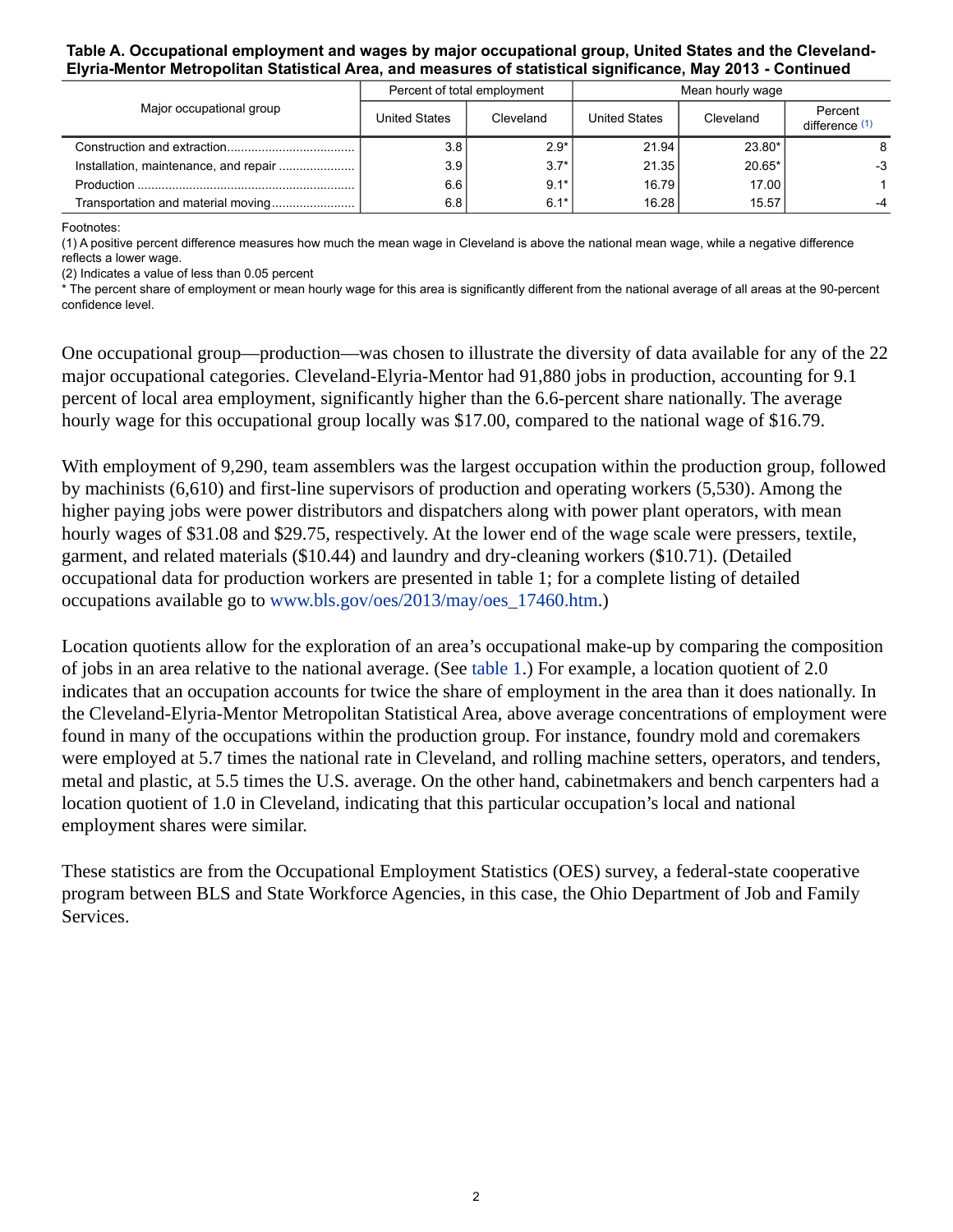**Table A. Occupational employment and wages by major occupational group, United States and the Cleveland-Elyria-Mentor Metropolitan Statistical Area, and measures of statistical significance, May 2013 - Continued**

| Major occupational group | Percent of total employment | | Mean hourly wage | | |
|---|---|---|---|---|---|
| | United States | Cleveland | United States | Cleveland | Percent difference (1) |
| Construction and extraction | 3.8 | 2.9* | 21.94 | 23.80* | 8 |
| Installation, maintenance, and repair | 3.9 | 3.7* | 21.35 | 20.65* | -3 |
| Production | 6.6 | 9.1* | 16.79 | 17.00 | 1 |
| Transportation and material moving | 6.8 | 6.1* | 16.28 | 15.57 | -4 |

Footnotes:
(1) A positive percent difference measures how much the mean wage in Cleveland is above the national mean wage, while a negative difference reflects a lower wage.
(2) Indicates a value of less than 0.05 percent
* The percent share of employment or mean hourly wage for this area is significantly different from the national average of all areas at the 90-percent confidence level.

One occupational group—production—was chosen to illustrate the diversity of data available for any of the 22 major occupational categories. Cleveland-Elyria-Mentor had 91,880 jobs in production, accounting for 9.1 percent of local area employment, significantly higher than the 6.6-percent share nationally. The average hourly wage for this occupational group locally was $17.00, compared to the national wage of $16.79.

With employment of 9,290, team assemblers was the largest occupation within the production group, followed by machinists (6,610) and first-line supervisors of production and operating workers (5,530). Among the higher paying jobs were power distributors and dispatchers along with power plant operators, with mean hourly wages of $31.08 and $29.75, respectively. At the lower end of the wage scale were pressers, textile, garment, and related materials ($10.44) and laundry and dry-cleaning workers ($10.71). (Detailed occupational data for production workers are presented in table 1; for a complete listing of detailed occupations available go to www.bls.gov/oes/2013/may/oes_17460.htm.)

Location quotients allow for the exploration of an area's occupational make-up by comparing the composition of jobs in an area relative to the national average. (See table 1.) For example, a location quotient of 2.0 indicates that an occupation accounts for twice the share of employment in the area than it does nationally. In the Cleveland-Elyria-Mentor Metropolitan Statistical Area, above average concentrations of employment were found in many of the occupations within the production group. For instance, foundry mold and coremakers were employed at 5.7 times the national rate in Cleveland, and rolling machine setters, operators, and tenders, metal and plastic, at 5.5 times the U.S. average. On the other hand, cabinetmakers and bench carpenters had a location quotient of 1.0 in Cleveland, indicating that this particular occupation's local and national employment shares were similar.

These statistics are from the Occupational Employment Statistics (OES) survey, a federal-state cooperative program between BLS and State Workforce Agencies, in this case, the Ohio Department of Job and Family Services.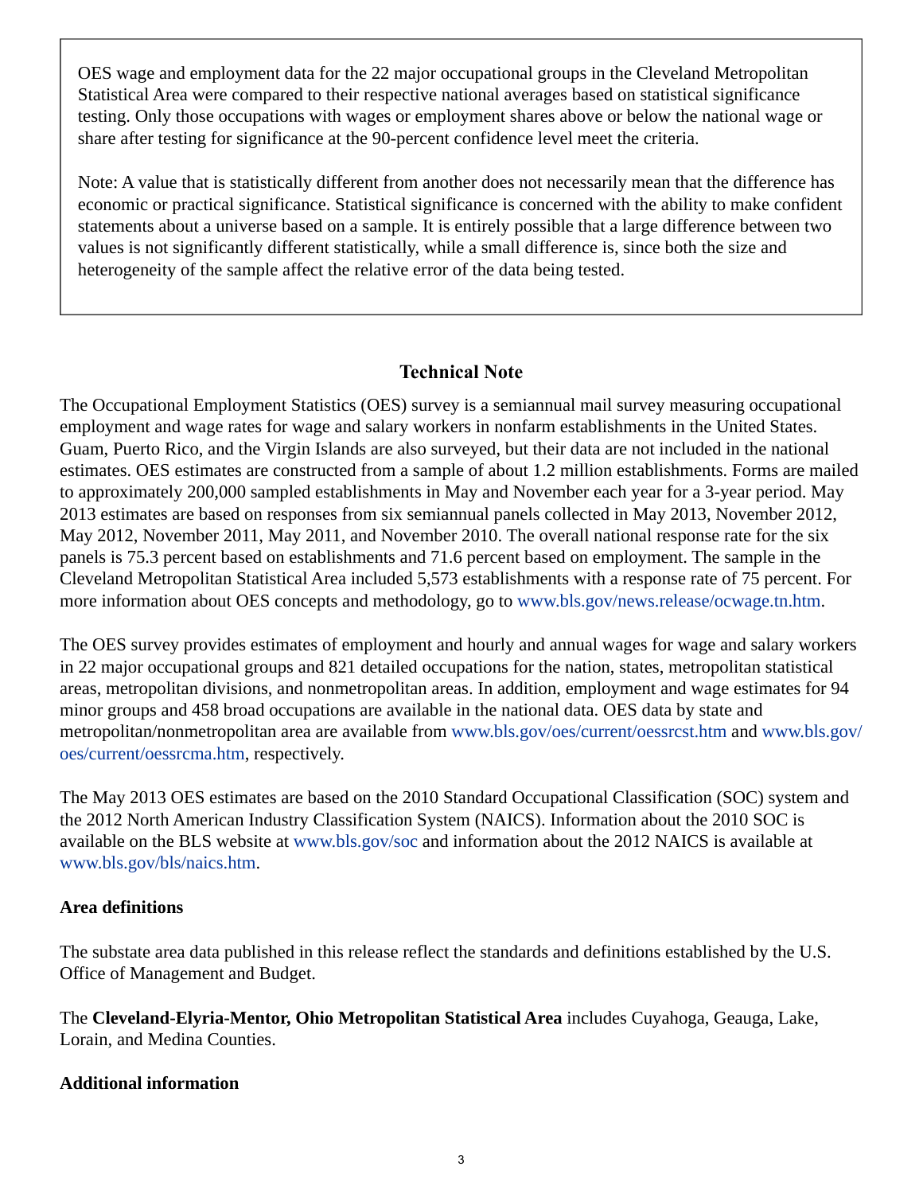OES wage and employment data for the 22 major occupational groups in the Cleveland Metropolitan Statistical Area were compared to their respective national averages based on statistical significance testing. Only those occupations with wages or employment shares above or below the national wage or share after testing for significance at the 90-percent confidence level meet the criteria.

Note: A value that is statistically different from another does not necessarily mean that the difference has economic or practical significance. Statistical significance is concerned with the ability to make confident statements about a universe based on a sample. It is entirely possible that a large difference between two values is not significantly different statistically, while a small difference is, since both the size and heterogeneity of the sample affect the relative error of the data being tested.

## Technical Note

The Occupational Employment Statistics (OES) survey is a semiannual mail survey measuring occupational employment and wage rates for wage and salary workers in nonfarm establishments in the United States. Guam, Puerto Rico, and the Virgin Islands are also surveyed, but their data are not included in the national estimates. OES estimates are constructed from a sample of about 1.2 million establishments. Forms are mailed to approximately 200,000 sampled establishments in May and November each year for a 3-year period. May 2013 estimates are based on responses from six semiannual panels collected in May 2013, November 2012, May 2012, November 2011, May 2011, and November 2010. The overall national response rate for the six panels is 75.3 percent based on establishments and 71.6 percent based on employment. The sample in the Cleveland Metropolitan Statistical Area included 5,573 establishments with a response rate of 75 percent. For more information about OES concepts and methodology, go to www.bls.gov/news.release/ocwage.tn.htm.

The OES survey provides estimates of employment and hourly and annual wages for wage and salary workers in 22 major occupational groups and 821 detailed occupations for the nation, states, metropolitan statistical areas, metropolitan divisions, and nonmetropolitan areas. In addition, employment and wage estimates for 94 minor groups and 458 broad occupations are available in the national data. OES data by state and metropolitan/nonmetropolitan area are available from www.bls.gov/oes/current/oessrcst.htm and www.bls.gov/oes/current/oessrcma.htm, respectively.

The May 2013 OES estimates are based on the 2010 Standard Occupational Classification (SOC) system and the 2012 North American Industry Classification System (NAICS). Information about the 2010 SOC is available on the BLS website at www.bls.gov/soc and information about the 2012 NAICS is available at www.bls.gov/bls/naics.htm.

### Area definitions

The substate area data published in this release reflect the standards and definitions established by the U.S. Office of Management and Budget.

The **Cleveland-Elyria-Mentor, Ohio Metropolitan Statistical Area** includes Cuyahoga, Geauga, Lake, Lorain, and Medina Counties.

### Additional information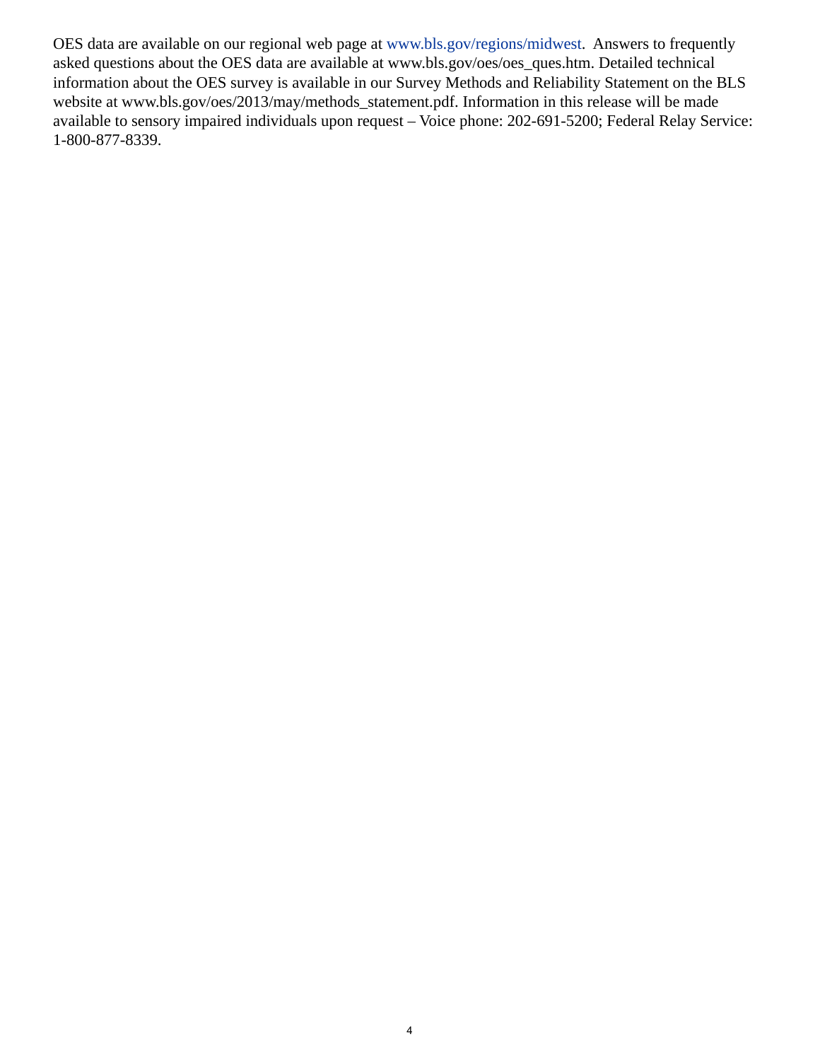OES data are available on our regional web page at www.bls.gov/regions/midwest. Answers to frequently asked questions about the OES data are available at www.bls.gov/oes/oes_ques.htm. Detailed technical information about the OES survey is available in our Survey Methods and Reliability Statement on the BLS website at www.bls.gov/oes/2013/may/methods_statement.pdf. Information in this release will be made available to sensory impaired individuals upon request – Voice phone: 202-691-5200; Federal Relay Service: 1-800-877-8339.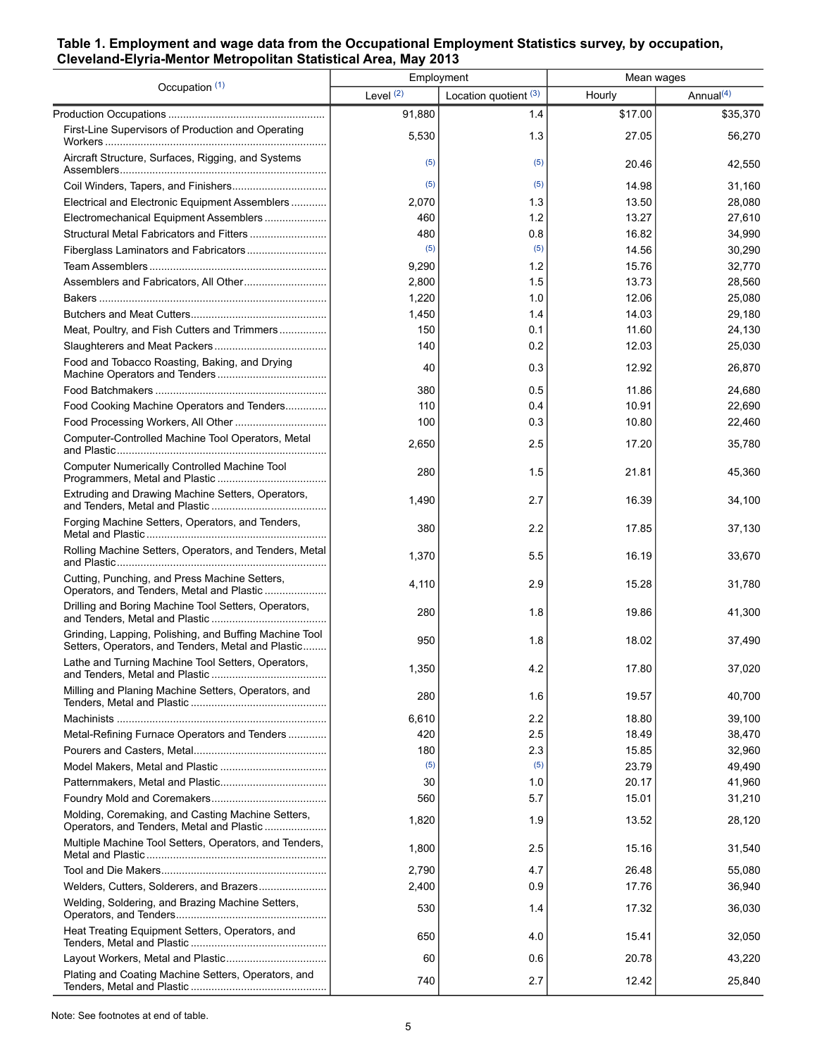**Table 1. Employment and wage data from the Occupational Employment Statistics survey, by occupation, Cleveland-Elyria-Mentor Metropolitan Statistical Area, May 2013**

| Occupation (1) | Employment | | Mean wages | |
|---|---|---|---|---|
| | Level (2) | Location quotient (3) | Hourly | Annual(4) |
| Production Occupations | 91,880 | 1.4 | $17.00 | $35,370 |
| First-Line Supervisors of Production and Operating Workers | 5,530 | 1.3 | 27.05 | 56,270 |
| Aircraft Structure, Surfaces, Rigging, and Systems Assemblers | (5) | (5) | 20.46 | 42,550 |
| Coil Winders, Tapers, and Finishers | (5) | (5) | 14.98 | 31,160 |
| Electrical and Electronic Equipment Assemblers | 2,070 | 1.3 | 13.50 | 28,080 |
| Electromechanical Equipment Assemblers | 460 | 1.2 | 13.27 | 27,610 |
| Structural Metal Fabricators and Fitters | 480 | 0.8 | 16.82 | 34,990 |
| Fiberglass Laminators and Fabricators | (5) | (5) | 14.56 | 30,290 |
| Team Assemblers | 9,290 | 1.2 | 15.76 | 32,770 |
| Assemblers and Fabricators, All Other | 2,800 | 1.5 | 13.73 | 28,560 |
| Bakers | 1,220 | 1.0 | 12.06 | 25,080 |
| Butchers and Meat Cutters | 1,450 | 1.4 | 14.03 | 29,180 |
| Meat, Poultry, and Fish Cutters and Trimmers | 150 | 0.1 | 11.60 | 24,130 |
| Slaughterers and Meat Packers | 140 | 0.2 | 12.03 | 25,030 |
| Food and Tobacco Roasting, Baking, and Drying Machine Operators and Tenders | 40 | 0.3 | 12.92 | 26,870 |
| Food Batchmakers | 380 | 0.5 | 11.86 | 24,680 |
| Food Cooking Machine Operators and Tenders | 110 | 0.4 | 10.91 | 22,690 |
| Food Processing Workers, All Other | 100 | 0.3 | 10.80 | 22,460 |
| Computer-Controlled Machine Tool Operators, Metal and Plastic | 2,650 | 2.5 | 17.20 | 35,780 |
| Computer Numerically Controlled Machine Tool Programmers, Metal and Plastic | 280 | 1.5 | 21.81 | 45,360 |
| Extruding and Drawing Machine Setters, Operators, and Tenders, Metal and Plastic | 1,490 | 2.7 | 16.39 | 34,100 |
| Forging Machine Setters, Operators, and Tenders, Metal and Plastic | 380 | 2.2 | 17.85 | 37,130 |
| Rolling Machine Setters, Operators, and Tenders, Metal and Plastic | 1,370 | 5.5 | 16.19 | 33,670 |
| Cutting, Punching, and Press Machine Setters, Operators, and Tenders, Metal and Plastic | 4,110 | 2.9 | 15.28 | 31,780 |
| Drilling and Boring Machine Tool Setters, Operators, and Tenders, Metal and Plastic | 280 | 1.8 | 19.86 | 41,300 |
| Grinding, Lapping, Polishing, and Buffing Machine Tool Setters, Operators, and Tenders, Metal and Plastic | 950 | 1.8 | 18.02 | 37,490 |
| Lathe and Turning Machine Tool Setters, Operators, and Tenders, Metal and Plastic | 1,350 | 4.2 | 17.80 | 37,020 |
| Milling and Planing Machine Setters, Operators, and Tenders, Metal and Plastic | 280 | 1.6 | 19.57 | 40,700 |
| Machinists | 6,610 | 2.2 | 18.80 | 39,100 |
| Metal-Refining Furnace Operators and Tenders | 420 | 2.5 | 18.49 | 38,470 |
| Pourers and Casters, Metal | 180 | 2.3 | 15.85 | 32,960 |
| Model Makers, Metal and Plastic | (5) | (5) | 23.79 | 49,490 |
| Patternmakers, Metal and Plastic | 30 | 1.0 | 20.17 | 41,960 |
| Foundry Mold and Coremakers | 560 | 5.7 | 15.01 | 31,210 |
| Molding, Coremaking, and Casting Machine Setters, Operators, and Tenders, Metal and Plastic | 1,820 | 1.9 | 13.52 | 28,120 |
| Multiple Machine Tool Setters, Operators, and Tenders, Metal and Plastic | 1,800 | 2.5 | 15.16 | 31,540 |
| Tool and Die Makers | 2,790 | 4.7 | 26.48 | 55,080 |
| Welders, Cutters, Solderers, and Brazers | 2,400 | 0.9 | 17.76 | 36,940 |
| Welding, Soldering, and Brazing Machine Setters, Operators, and Tenders | 530 | 1.4 | 17.32 | 36,030 |
| Heat Treating Equipment Setters, Operators, and Tenders, Metal and Plastic | 650 | 4.0 | 15.41 | 32,050 |
| Layout Workers, Metal and Plastic | 60 | 0.6 | 20.78 | 43,220 |
| Plating and Coating Machine Setters, Operators, and Tenders, Metal and Plastic | 740 | 2.7 | 12.42 | 25,840 |

Note: See footnotes at end of table.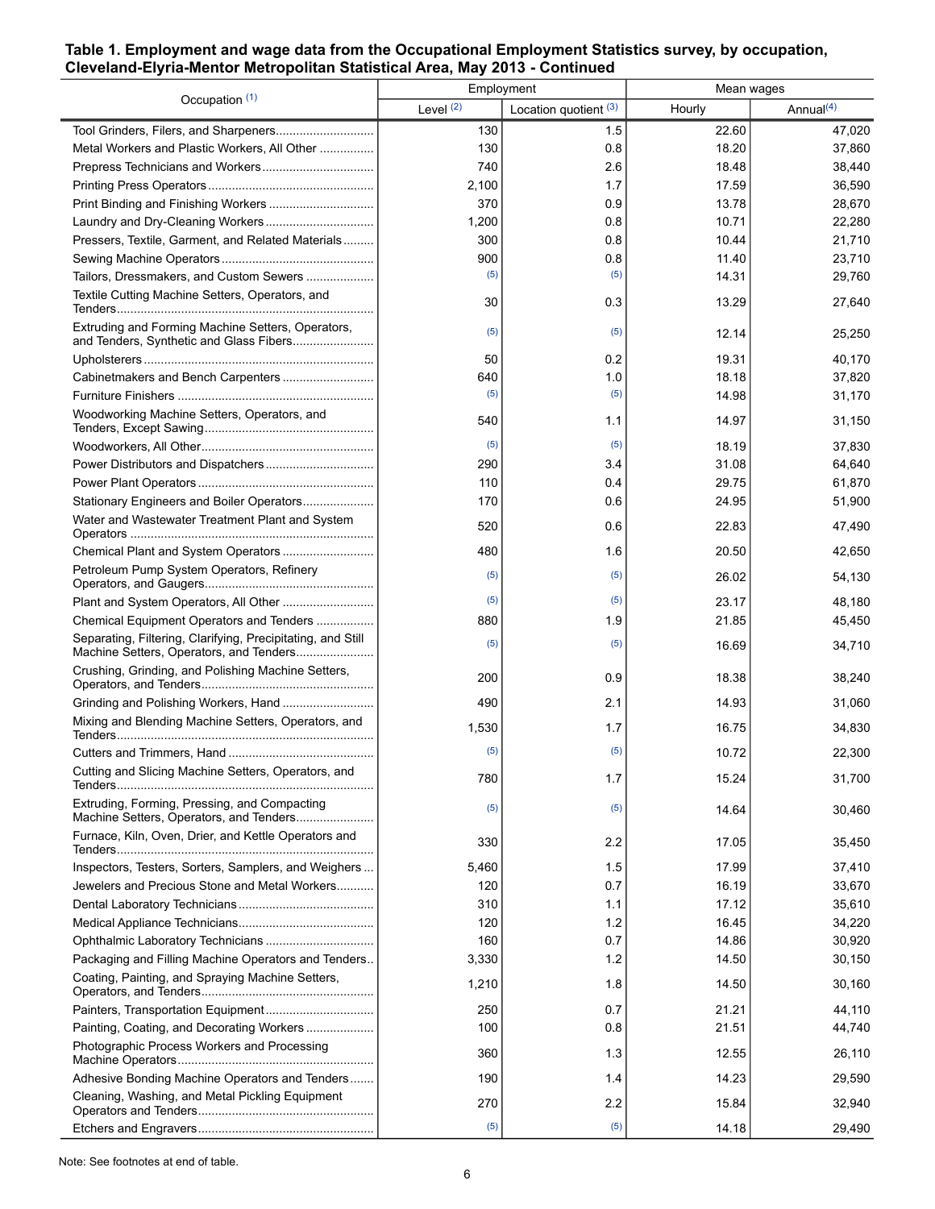**Table 1. Employment and wage data from the Occupational Employment Statistics survey, by occupation, Cleveland-Elyria-Mentor Metropolitan Statistical Area, May 2013 - Continued**

| Occupation (1) | Employment | | Mean wages | |
|---|---|---|---|---|
| | Level (2) | Location quotient (3) | Hourly | Annual(4) |
| Tool Grinders, Filers, and Sharpeners | 130 | 1.5 | 22.60 | 47,020 |
| Metal Workers and Plastic Workers, All Other | 130 | 0.8 | 18.20 | 37,860 |
| Prepress Technicians and Workers | 740 | 2.6 | 18.48 | 38,440 |
| Printing Press Operators | 2,100 | 1.7 | 17.59 | 36,590 |
| Print Binding and Finishing Workers | 370 | 0.9 | 13.78 | 28,670 |
| Laundry and Dry-Cleaning Workers | 1,200 | 0.8 | 10.71 | 22,280 |
| Pressers, Textile, Garment, and Related Materials | 300 | 0.8 | 10.44 | 21,710 |
| Sewing Machine Operators | 900 | 0.8 | 11.40 | 23,710 |
| Tailors, Dressmakers, and Custom Sewers | (5) | (5) | 14.31 | 29,760 |
| Textile Cutting Machine Setters, Operators, and Tenders | 30 | 0.3 | 13.29 | 27,640 |
| Extruding and Forming Machine Setters, Operators, and Tenders, Synthetic and Glass Fibers | (5) | (5) | 12.14 | 25,250 |
| Upholsterers | 50 | 0.2 | 19.31 | 40,170 |
| Cabinetmakers and Bench Carpenters | 640 | 1.0 | 18.18 | 37,820 |
| Furniture Finishers | (5) | (5) | 14.98 | 31,170 |
| Woodworking Machine Setters, Operators, and Tenders, Except Sawing | 540 | 1.1 | 14.97 | 31,150 |
| Woodworkers, All Other | (5) | (5) | 18.19 | 37,830 |
| Power Distributors and Dispatchers | 290 | 3.4 | 31.08 | 64,640 |
| Power Plant Operators | 110 | 0.4 | 29.75 | 61,870 |
| Stationary Engineers and Boiler Operators | 170 | 0.6 | 24.95 | 51,900 |
| Water and Wastewater Treatment Plant and System Operators | 520 | 0.6 | 22.83 | 47,490 |
| Chemical Plant and System Operators | 480 | 1.6 | 20.50 | 42,650 |
| Petroleum Pump System Operators, Refinery Operators, and Gaugers | (5) | (5) | 26.02 | 54,130 |
| Plant and System Operators, All Other | (5) | (5) | 23.17 | 48,180 |
| Chemical Equipment Operators and Tenders | 880 | 1.9 | 21.85 | 45,450 |
| Separating, Filtering, Clarifying, Precipitating, and Still Machine Setters, Operators, and Tenders | (5) | (5) | 16.69 | 34,710 |
| Crushing, Grinding, and Polishing Machine Setters, Operators, and Tenders | 200 | 0.9 | 18.38 | 38,240 |
| Grinding and Polishing Workers, Hand | 490 | 2.1 | 14.93 | 31,060 |
| Mixing and Blending Machine Setters, Operators, and Tenders | 1,530 | 1.7 | 16.75 | 34,830 |
| Cutters and Trimmers, Hand | (5) | (5) | 10.72 | 22,300 |
| Cutting and Slicing Machine Setters, Operators, and Tenders | 780 | 1.7 | 15.24 | 31,700 |
| Extruding, Forming, Pressing, and Compacting Machine Setters, Operators, and Tenders | (5) | (5) | 14.64 | 30,460 |
| Furnace, Kiln, Oven, Drier, and Kettle Operators and Tenders | 330 | 2.2 | 17.05 | 35,450 |
| Inspectors, Testers, Sorters, Samplers, and Weighers | 5,460 | 1.5 | 17.99 | 37,410 |
| Jewelers and Precious Stone and Metal Workers | 120 | 0.7 | 16.19 | 33,670 |
| Dental Laboratory Technicians | 310 | 1.1 | 17.12 | 35,610 |
| Medical Appliance Technicians | 120 | 1.2 | 16.45 | 34,220 |
| Ophthalmic Laboratory Technicians | 160 | 0.7 | 14.86 | 30,920 |
| Packaging and Filling Machine Operators and Tenders | 3,330 | 1.2 | 14.50 | 30,150 |
| Coating, Painting, and Spraying Machine Setters, Operators, and Tenders | 1,210 | 1.8 | 14.50 | 30,160 |
| Painters, Transportation Equipment | 250 | 0.7 | 21.21 | 44,110 |
| Painting, Coating, and Decorating Workers | 100 | 0.8 | 21.51 | 44,740 |
| Photographic Process Workers and Processing Machine Operators | 360 | 1.3 | 12.55 | 26,110 |
| Adhesive Bonding Machine Operators and Tenders | 190 | 1.4 | 14.23 | 29,590 |
| Cleaning, Washing, and Metal Pickling Equipment Operators and Tenders | 270 | 2.2 | 15.84 | 32,940 |
| Etchers and Engravers | (5) | (5) | 14.18 | 29,490 |

Note: See footnotes at end of table.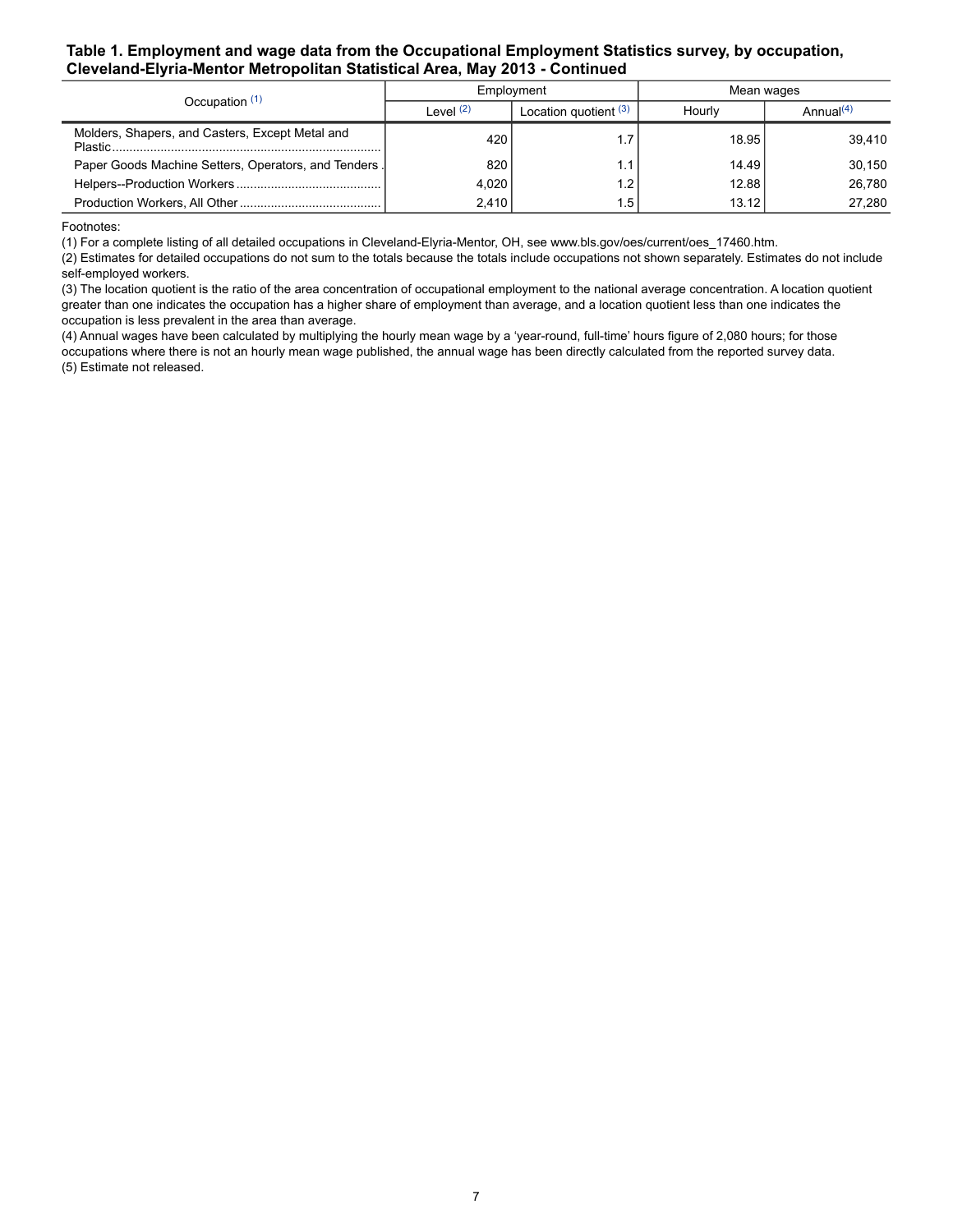### Table 1. Employment and wage data from the Occupational Employment Statistics survey, by occupation, Cleveland-Elyria-Mentor Metropolitan Statistical Area, May 2013 - Continued

| Occupation (1) | Employment | | Mean wages | |
|---|---|---|---|---|
| | Level (2) | Location quotient (3) | Hourly | Annual(4) |
| Molders, Shapers, and Casters, Except Metal and Plastic | 420 | 1.7 | 18.95 | 39,410 |
| Paper Goods Machine Setters, Operators, and Tenders | 820 | 1.1 | 14.49 | 30,150 |
| Helpers--Production Workers | 4,020 | 1.2 | 12.88 | 26,780 |
| Production Workers, All Other | 2,410 | 1.5 | 13.12 | 27,280 |

Footnotes:

(1) For a complete listing of all detailed occupations in Cleveland-Elyria-Mentor, OH, see www.bls.gov/oes/current/oes_17460.htm.

(2) Estimates for detailed occupations do not sum to the totals because the totals include occupations not shown separately. Estimates do not include self-employed workers.

(3) The location quotient is the ratio of the area concentration of occupational employment to the national average concentration. A location quotient greater than one indicates the occupation has a higher share of employment than average, and a location quotient less than one indicates the occupation is less prevalent in the area than average.

(4) Annual wages have been calculated by multiplying the hourly mean wage by a 'year-round, full-time' hours figure of 2,080 hours; for those occupations where there is not an hourly mean wage published, the annual wage has been directly calculated from the reported survey data.

(5) Estimate not released.